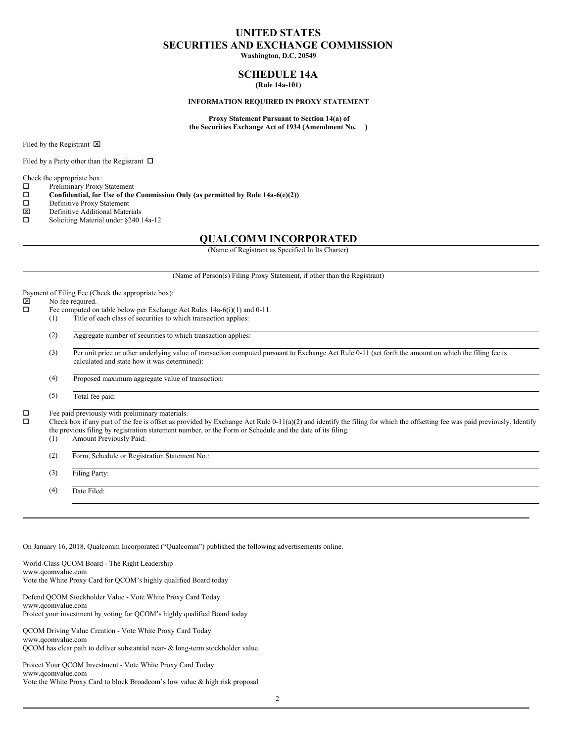# UNITED STATES
# SECURITIES AND EXCHANGE COMMISSION

**Washington, D.C. 20549**

## SCHEDULE 14A

**(Rule 14a-101)**

**INFORMATION REQUIRED IN PROXY STATEMENT**

**Proxy Statement Pursuant to Section 14(a) of the Securities Exchange Act of 1934 (Amendment No. )**

Filed by the Registrant ☒

Filed by a Party other than the Registrant ☐

Check the appropriate box:

☐ Preliminary Proxy Statement
☐ **Confidential, for Use of the Commission Only (as permitted by Rule 14a-6(e)(2))**
☐ Definitive Proxy Statement
☒ Definitive Additional Materials
☐ Soliciting Material under §240.14a-12

## QUALCOMM INCORPORATED

(Name of Registrant as Specified In Its Charter)

(Name of Person(s) Filing Proxy Statement, if other than the Registrant)

Payment of Filing Fee (Check the appropriate box):

☒ No fee required.
☐ Fee computed on table below per Exchange Act Rules 14a-6(i)(1) and 0-11.

(1) Title of each class of securities to which transaction applies:

(2) Aggregate number of securities to which transaction applies:

(3) Per unit price or other underlying value of transaction computed pursuant to Exchange Act Rule 0-11 (set forth the amount on which the filing fee is calculated and state how it was determined):

(4) Proposed maximum aggregate value of transaction:

(5) Total fee paid:

☐ Fee paid previously with preliminary materials.
☐ Check box if any part of the fee is offset as provided by Exchange Act Rule 0-11(a)(2) and identify the filing for which the offsetting fee was paid previously. Identify the previous filing by registration statement number, or the Form or Schedule and the date of its filing.

(1) Amount Previously Paid:

(2) Form, Schedule or Registration Statement No.:

(3) Filing Party:

(4) Date Filed:

---

On January 16, 2018, Qualcomm Incorporated ("Qualcomm") published the following advertisements online.

World-Class QCOM Board - The Right Leadership
www.qcomvalue.com
Vote the White Proxy Card for QCOM's highly qualified Board today

Defend QCOM Stockholder Value - Vote White Proxy Card Today
www.qcomvalue.com
Protect your investment by voting for QCOM's highly qualified Board today

QCOM Driving Value Creation - Vote White Proxy Card Today
www.qcomvalue.com
QCOM has clear path to deliver substantial near- & long-term stockholder value

Protect Your QCOM Investment - Vote White Proxy Card Today
www.qcomvalue.com
Vote the White Proxy Card to block Broadcom's low value & high risk proposal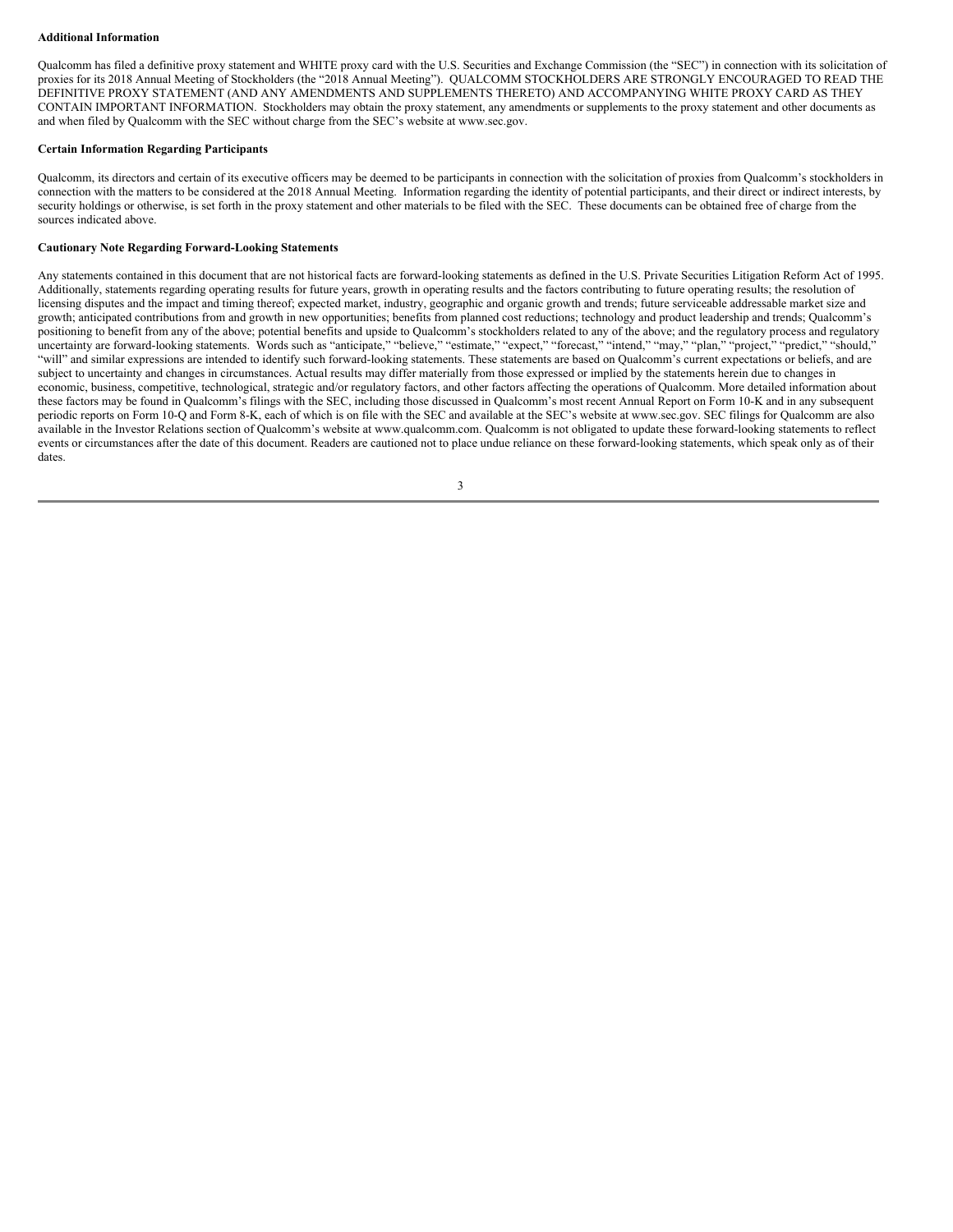**Additional Information**

Qualcomm has filed a definitive proxy statement and WHITE proxy card with the U.S. Securities and Exchange Commission (the "SEC") in connection with its solicitation of proxies for its 2018 Annual Meeting of Stockholders (the "2018 Annual Meeting"). QUALCOMM STOCKHOLDERS ARE STRONGLY ENCOURAGED TO READ THE DEFINITIVE PROXY STATEMENT (AND ANY AMENDMENTS AND SUPPLEMENTS THERETO) AND ACCOMPANYING WHITE PROXY CARD AS THEY CONTAIN IMPORTANT INFORMATION. Stockholders may obtain the proxy statement, any amendments or supplements to the proxy statement and other documents as and when filed by Qualcomm with the SEC without charge from the SEC's website at www.sec.gov.

**Certain Information Regarding Participants**

Qualcomm, its directors and certain of its executive officers may be deemed to be participants in connection with the solicitation of proxies from Qualcomm's stockholders in connection with the matters to be considered at the 2018 Annual Meeting. Information regarding the identity of potential participants, and their direct or indirect interests, by security holdings or otherwise, is set forth in the proxy statement and other materials to be filed with the SEC. These documents can be obtained free of charge from the sources indicated above.

**Cautionary Note Regarding Forward-Looking Statements**

Any statements contained in this document that are not historical facts are forward-looking statements as defined in the U.S. Private Securities Litigation Reform Act of 1995. Additionally, statements regarding operating results for future years, growth in operating results and the factors contributing to future operating results; the resolution of licensing disputes and the impact and timing thereof; expected market, industry, geographic and organic growth and trends; future serviceable addressable market size and growth; anticipated contributions from and growth in new opportunities; benefits from planned cost reductions; technology and product leadership and trends; Qualcomm's positioning to benefit from any of the above; potential benefits and upside to Qualcomm's stockholders related to any of the above; and the regulatory process and regulatory uncertainty are forward-looking statements. Words such as "anticipate," "believe," "estimate," "expect," "forecast," "intend," "may," "plan," "project," "predict," "should," "will" and similar expressions are intended to identify such forward-looking statements. These statements are based on Qualcomm's current expectations or beliefs, and are subject to uncertainty and changes in circumstances. Actual results may differ materially from those expressed or implied by the statements herein due to changes in economic, business, competitive, technological, strategic and/or regulatory factors, and other factors affecting the operations of Qualcomm. More detailed information about these factors may be found in Qualcomm's filings with the SEC, including those discussed in Qualcomm's most recent Annual Report on Form 10-K and in any subsequent periodic reports on Form 10-Q and Form 8-K, each of which is on file with the SEC and available at the SEC's website at www.sec.gov. SEC filings for Qualcomm are also available in the Investor Relations section of Qualcomm's website at www.qualcomm.com. Qualcomm is not obligated to update these forward-looking statements to reflect events or circumstances after the date of this document. Readers are cautioned not to place undue reliance on these forward-looking statements, which speak only as of their dates.